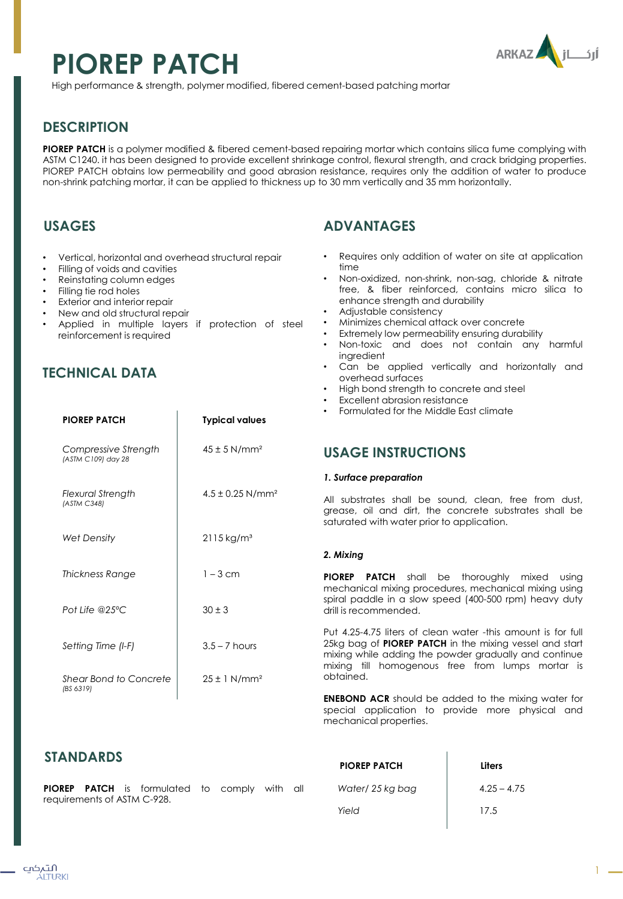# PIOREP PATCH

High performance & strength, polymer modified, fibered cement-based patching mortar

## DESCRIPTION

**PIOREP PATCH** is a polymer modified & fibered cement-based repairing mortar which contains silica fume complying with ASTM C1240. it has been designed to provide excellent shrinkage control, flexural strength, and crack bridging properties. PIOREP PATCH obtains low permeability and good abrasion resistance, requires only the addition of water to produce non-shrink patching mortar, it can be applied to thickness up to 30 mm vertically and 35 mm horizontally.

## USAGES

- Vertical, horizontal and overhead structural repair
- Filling of voids and cavities
- Reinstating column edges
- Filling tie rod holes
- Exterior and interior repair
- New and old structural repair
- Applied in multiple layers if protection of steel reinforcement is required

## TECHNICAL DATA

| **PIOREP PATCH** | **Typical values** |
|---|---|
| *Compressive Strength* *(ASTM C109) day 28* | 45 ± 5 N/mm² |
| *Flexural Strength* *(ASTM C348)* | 4.5 ± 0.25 N/mm² |
| *Wet Density* | 2115 kg/m³ |
| *Thickness Range* | 1 – 3 cm |
| *Pot Life @25°C* | 30 ± 3 |
| *Setting Time (I-F)* | 3.5 – 7 hours |
| *Shear Bond to Concrete* *(BS 6319)* | 25 ± 1 N/mm² |

## STANDARDS

**PIOREP PATCH** is formulated to comply with all requirements of ASTM C-928.

## ADVANTAGES

- Requires only addition of water on site at application time
- Non-oxidized, non-shrink, non-sag, chloride & nitrate free, & fiber reinforced, contains micro silica to enhance strength and durability
- Adjustable consistency
- Minimizes chemical attack over concrete
- Extremely low permeability ensuring durability
- Non-toxic and does not contain any harmful ingredient
- Can be applied vertically and horizontally and overhead surfaces
- High bond strength to concrete and steel
- Excellent abrasion resistance
- Formulated for the Middle East climate

## USAGE INSTRUCTIONS

***1. Surface preparation***

All substrates shall be sound, clean, free from dust, grease, oil and dirt, the concrete substrates shall be saturated with water prior to application.

***2. Mixing***

**PIOREP PATCH** shall be thoroughly mixed using mechanical mixing procedures, mechanical mixing using spiral paddle in a slow speed (400-500 rpm) heavy duty drill is recommended.

Put 4.25-4.75 liters of clean water -this amount is for full 25kg bag of **PIOREP PATCH** in the mixing vessel and start mixing while adding the powder gradually and continue mixing till homogenous free from lumps mortar is obtained.

**ENEBOND ACR** should be added to the mixing water for special application to provide more physical and mechanical properties.

| **PIOREP PATCH** | **Liters** |
|---|---|
| *Water/ 25 kg bag* | 4.25 – 4.75 |
| *Yield* | 17.5 |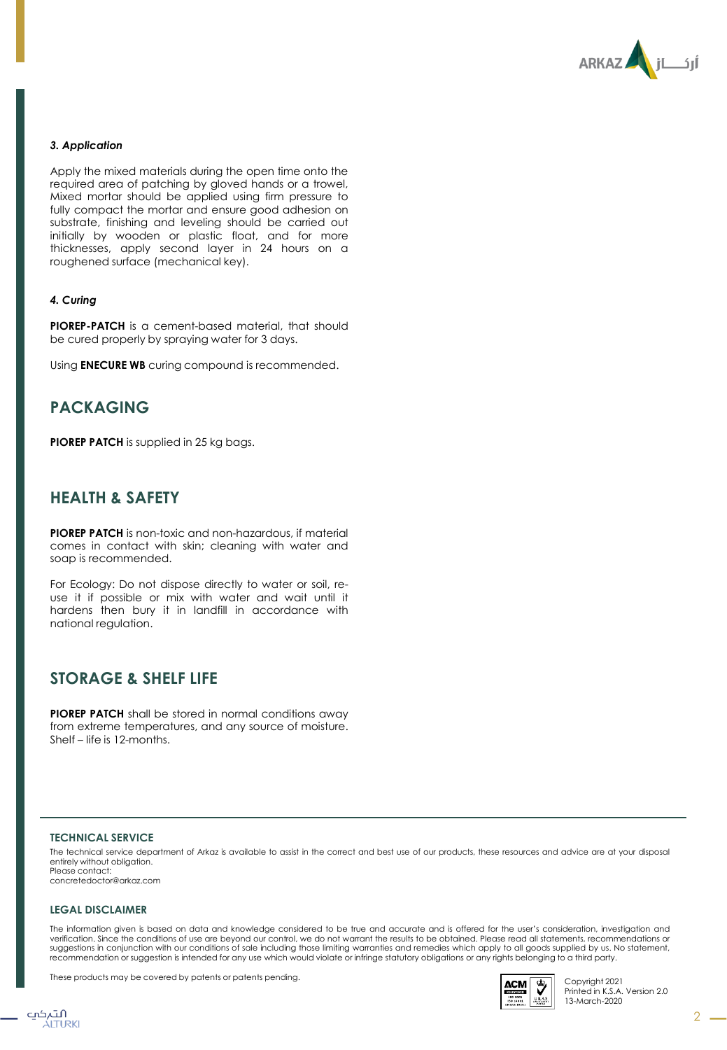### *3. Application*

Apply the mixed materials during the open time onto the required area of patching by gloved hands or a trowel, Mixed mortar should be applied using firm pressure to fully compact the mortar and ensure good adhesion on substrate, finishing and leveling should be carried out initially by wooden or plastic float, and for more thicknesses, apply second layer in 24 hours on a roughened surface (mechanical key).

### *4. Curing*

**PIOREP-PATCH** is a cement-based material, that should be cured properly by spraying water for 3 days.

Using **ENECURE WB** curing compound is recommended.

## PACKAGING

**PIOREP PATCH** is supplied in 25 kg bags.

## HEALTH & SAFETY

**PIOREP PATCH** is non-toxic and non-hazardous, if material comes in contact with skin; cleaning with water and soap is recommended.

For Ecology: Do not dispose directly to water or soil, re-use it if possible or mix with water and wait until it hardens then bury it in landfill in accordance with national regulation.

## STORAGE & SHELF LIFE

**PIOREP PATCH** shall be stored in normal conditions away from extreme temperatures, and any source of moisture. Shelf – life is 12-months.

### TECHNICAL SERVICE

The technical service department of Arkaz is available to assist in the correct and best use of our products, these resources and advice are at your disposal entirely without obligation.
Please contact:
concretedoctor@arkaz.com

### LEGAL DISCLAIMER

The information given is based on data and knowledge considered to be true and accurate and is offered for the user's consideration, investigation and verification. Since the conditions of use are beyond our control, we do not warrant the results to be obtained. Please read all statements, recommendations or suggestions in conjunction with our conditions of sale including those limiting warranties and remedies which apply to all goods supplied by us. No statement, recommendation or suggestion is intended for any use which would violate or infringe statutory obligations or any rights belonging to a third party.

These products may be covered by patents or patents pending.

Copyright 2021
Printed in K.S.A. Version 2.0
13-March-2020